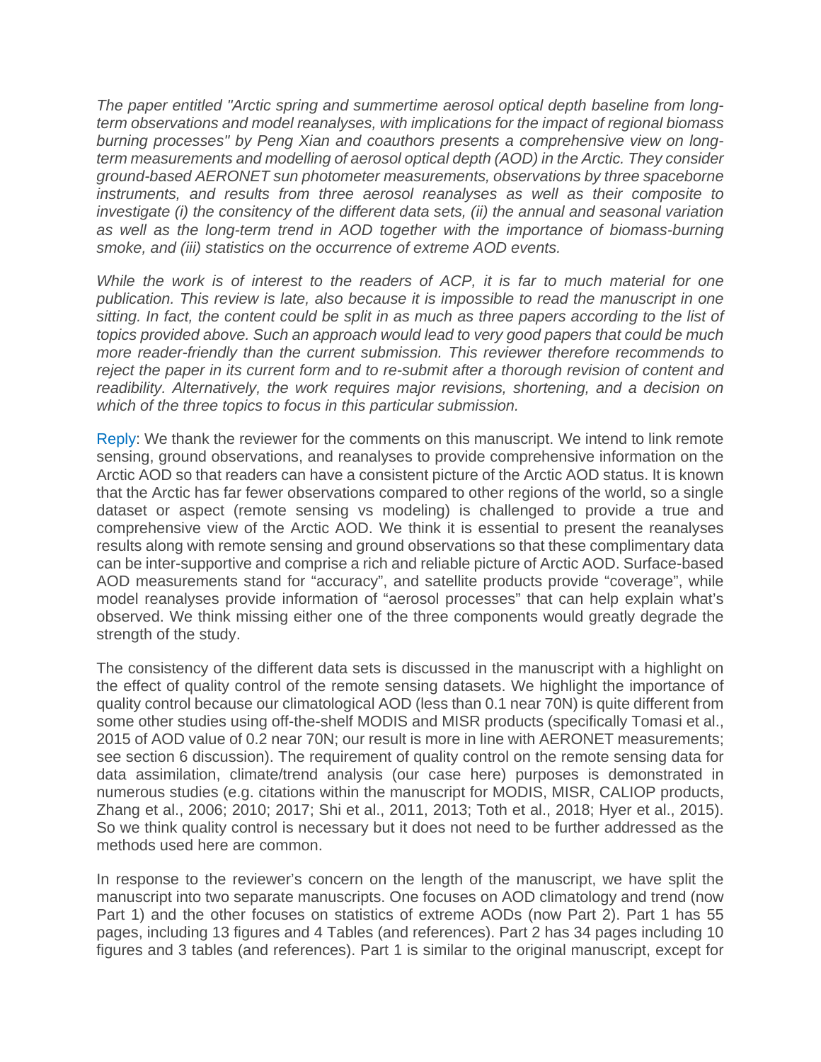*The paper entitled "Arctic spring and summertime aerosol optical depth baseline from long-term observations and model reanalyses, with implications for the impact of regional biomass burning processes" by Peng Xian and coauthors presents a comprehensive view on long-term measurements and modelling of aerosol optical depth (AOD) in the Arctic. They consider ground-based AERONET sun photometer measurements, observations by three spaceborne instruments, and results from three aerosol reanalyses as well as their composite to investigate (i) the consitency of the different data sets, (ii) the annual and seasonal variation as well as the long-term trend in AOD together with the importance of biomass-burning smoke, and (iii) statistics on the occurrence of extreme AOD events.*

*While the work is of interest to the readers of ACP, it is far to much material for one publication. This review is late, also because it is impossible to read the manuscript in one sitting. In fact, the content could be split in as much as three papers according to the list of topics provided above. Such an approach would lead to very good papers that could be much more reader-friendly than the current submission. This reviewer therefore recommends to reject the paper in its current form and to re-submit after a thorough revision of content and readibility. Alternatively, the work requires major revisions, shortening, and a decision on which of the three topics to focus in this particular submission.*

Reply: We thank the reviewer for the comments on this manuscript. We intend to link remote sensing, ground observations, and reanalyses to provide comprehensive information on the Arctic AOD so that readers can have a consistent picture of the Arctic AOD status. It is known that the Arctic has far fewer observations compared to other regions of the world, so a single dataset or aspect (remote sensing vs modeling) is challenged to provide a true and comprehensive view of the Arctic AOD. We think it is essential to present the reanalyses results along with remote sensing and ground observations so that these complimentary data can be inter-supportive and comprise a rich and reliable picture of Arctic AOD. Surface-based AOD measurements stand for "accuracy", and satellite products provide "coverage", while model reanalyses provide information of "aerosol processes" that can help explain what's observed. We think missing either one of the three components would greatly degrade the strength of the study.

The consistency of the different data sets is discussed in the manuscript with a highlight on the effect of quality control of the remote sensing datasets. We highlight the importance of quality control because our climatological AOD (less than 0.1 near 70N) is quite different from some other studies using off-the-shelf MODIS and MISR products (specifically Tomasi et al., 2015 of AOD value of 0.2 near 70N; our result is more in line with AERONET measurements; see section 6 discussion). The requirement of quality control on the remote sensing data for data assimilation, climate/trend analysis (our case here) purposes is demonstrated in numerous studies (e.g. citations within the manuscript for MODIS, MISR, CALIOP products, Zhang et al., 2006; 2010; 2017; Shi et al., 2011, 2013; Toth et al., 2018; Hyer et al., 2015). So we think quality control is necessary but it does not need to be further addressed as the methods used here are common.

In response to the reviewer's concern on the length of the manuscript, we have split the manuscript into two separate manuscripts. One focuses on AOD climatology and trend (now Part 1) and the other focuses on statistics of extreme AODs (now Part 2). Part 1 has 55 pages, including 13 figures and 4 Tables (and references). Part 2 has 34 pages including 10 figures and 3 tables (and references). Part 1 is similar to the original manuscript, except for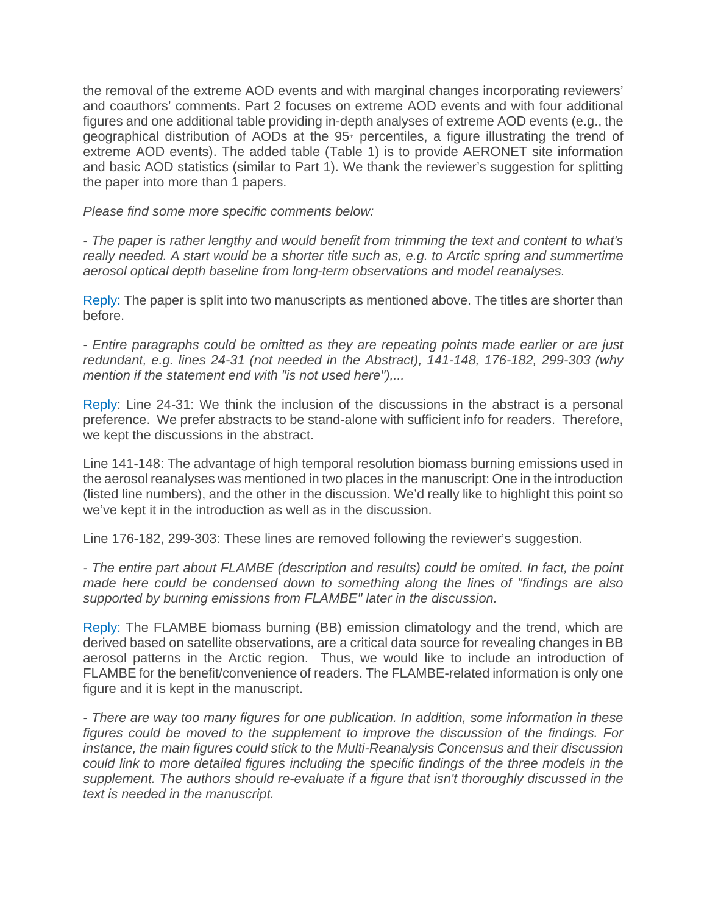the removal of the extreme AOD events and with marginal changes incorporating reviewers' and coauthors' comments. Part 2 focuses on extreme AOD events and with four additional figures and one additional table providing in-depth analyses of extreme AOD events (e.g., the geographical distribution of AODs at the $95^{th}$ percentiles, a figure illustrating the trend of extreme AOD events). The added table (Table 1) is to provide AERONET site information and basic AOD statistics (similar to Part 1). We thank the reviewer's suggestion for splitting the paper into more than 1 papers.

*Please find some more specific comments below:*

*- The paper is rather lengthy and would benefit from trimming the text and content to what's really needed. A start would be a shorter title such as, e.g. to Arctic spring and summertime aerosol optical depth baseline from long-term observations and model reanalyses.*

Reply: The paper is split into two manuscripts as mentioned above. The titles are shorter than before.

*- Entire paragraphs could be omitted as they are repeating points made earlier or are just redundant, e.g. lines 24-31 (not needed in the Abstract), 141-148, 176-182, 299-303 (why mention if the statement end with "is not used here"),...*

Reply: Line 24-31: We think the inclusion of the discussions in the abstract is a personal preference. We prefer abstracts to be stand-alone with sufficient info for readers. Therefore, we kept the discussions in the abstract.

Line 141-148: The advantage of high temporal resolution biomass burning emissions used in the aerosol reanalyses was mentioned in two places in the manuscript: One in the introduction (listed line numbers), and the other in the discussion. We'd really like to highlight this point so we've kept it in the introduction as well as in the discussion.

Line 176-182, 299-303: These lines are removed following the reviewer's suggestion.

*- The entire part about FLAMBE (description and results) could be omited. In fact, the point made here could be condensed down to something along the lines of "findings are also supported by burning emissions from FLAMBE" later in the discussion.*

Reply: The FLAMBE biomass burning (BB) emission climatology and the trend, which are derived based on satellite observations, are a critical data source for revealing changes in BB aerosol patterns in the Arctic region. Thus, we would like to include an introduction of FLAMBE for the benefit/convenience of readers. The FLAMBE-related information is only one figure and it is kept in the manuscript.

*- There are way too many figures for one publication. In addition, some information in these figures could be moved to the supplement to improve the discussion of the findings. For instance, the main figures could stick to the Multi-Reanalysis Concensus and their discussion could link to more detailed figures including the specific findings of the three models in the supplement. The authors should re-evaluate if a figure that isn't thoroughly discussed in the text is needed in the manuscript.*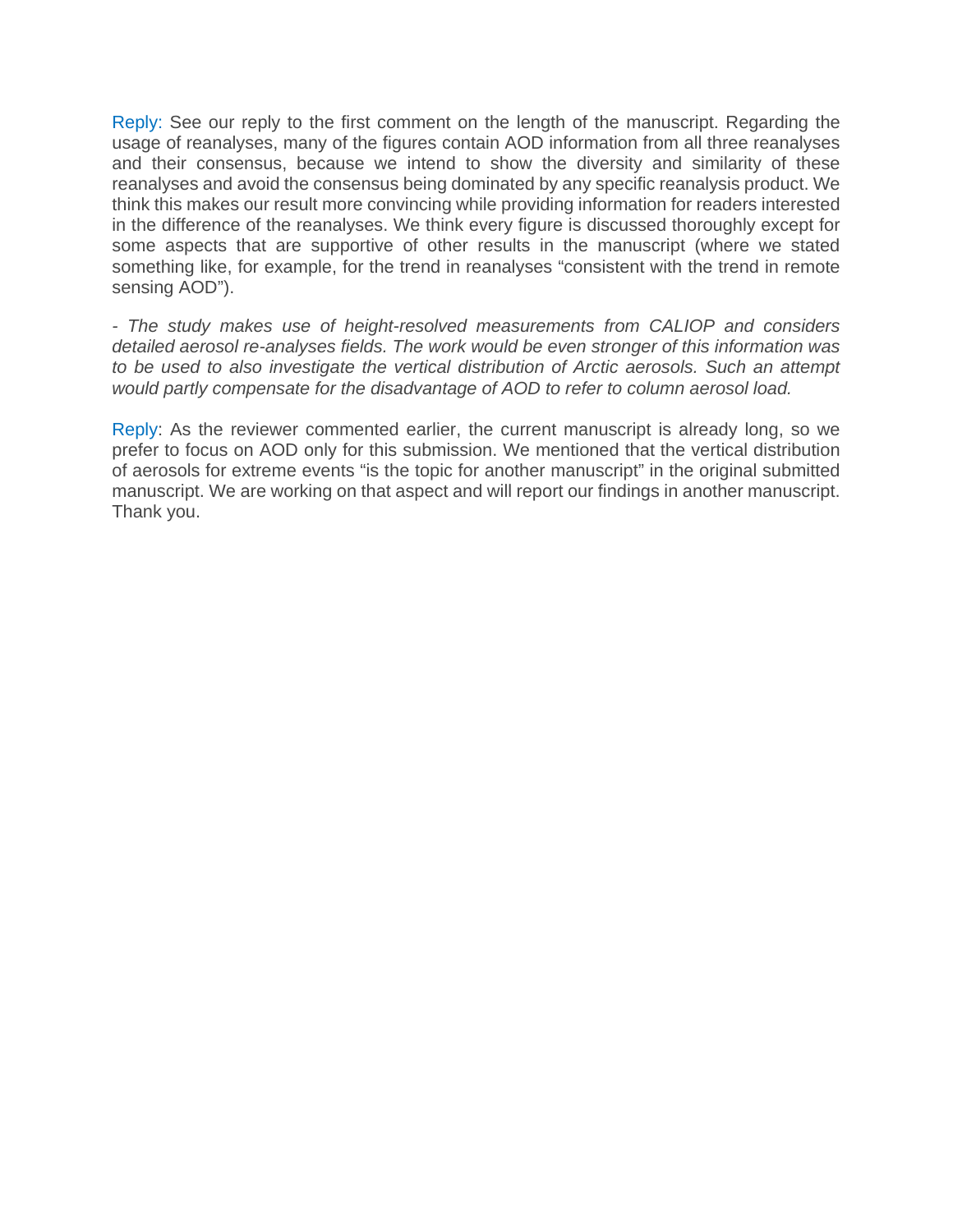Reply: See our reply to the first comment on the length of the manuscript. Regarding the usage of reanalyses, many of the figures contain AOD information from all three reanalyses and their consensus, because we intend to show the diversity and similarity of these reanalyses and avoid the consensus being dominated by any specific reanalysis product. We think this makes our result more convincing while providing information for readers interested in the difference of the reanalyses. We think every figure is discussed thoroughly except for some aspects that are supportive of other results in the manuscript (where we stated something like, for example, for the trend in reanalyses "consistent with the trend in remote sensing AOD").

*- The study makes use of height-resolved measurements from CALIOP and considers detailed aerosol re-analyses fields. The work would be even stronger of this information was to be used to also investigate the vertical distribution of Arctic aerosols. Such an attempt would partly compensate for the disadvantage of AOD to refer to column aerosol load.*

Reply: As the reviewer commented earlier, the current manuscript is already long, so we prefer to focus on AOD only for this submission. We mentioned that the vertical distribution of aerosols for extreme events "is the topic for another manuscript" in the original submitted manuscript. We are working on that aspect and will report our findings in another manuscript. Thank you.